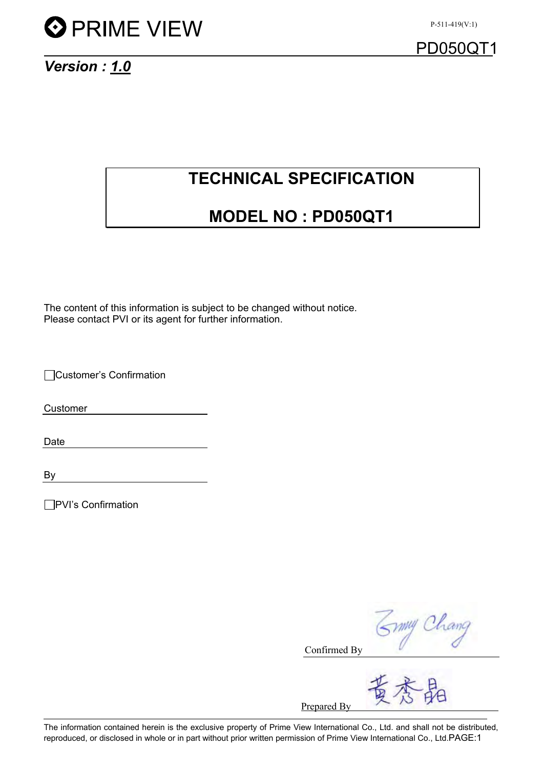# PRIME VIEW

PD050QT1

***Version : 1.0***

## TECHNICAL SPECIFICATION

## MODEL NO : PD050QT1

The content of this information is subject to be changed without notice.
Please contact PVI or its agent for further information.

☐Customer's Confirmation

Customer \_\_\_\_\_\_\_\_\_\_\_\_\_\_\_\_\_\_\_\_

Date \_\_\_\_\_\_\_\_\_\_\_\_\_\_\_\_\_\_\_\_

By \_\_\_\_\_\_\_\_\_\_\_\_\_\_\_\_\_\_\_\_

☐PVI's Confirmation

Confirmed By Emy Chang

Prepared By 黃秀晶

The information contained herein is the exclusive property of Prime View International Co., Ltd. and shall not be distributed, reproduced, or disclosed in whole or in part without prior written permission of Prime View International Co., Ltd.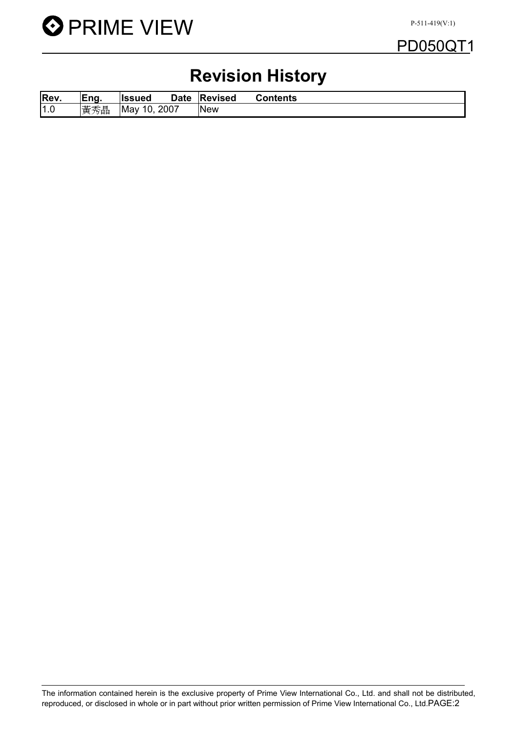# Revision History

| Rev. | Eng. | Issued Date | Revised Contents |
|---|---|---|---|
| 1.0 | 黃秀晶 | May 10, 2007 | New |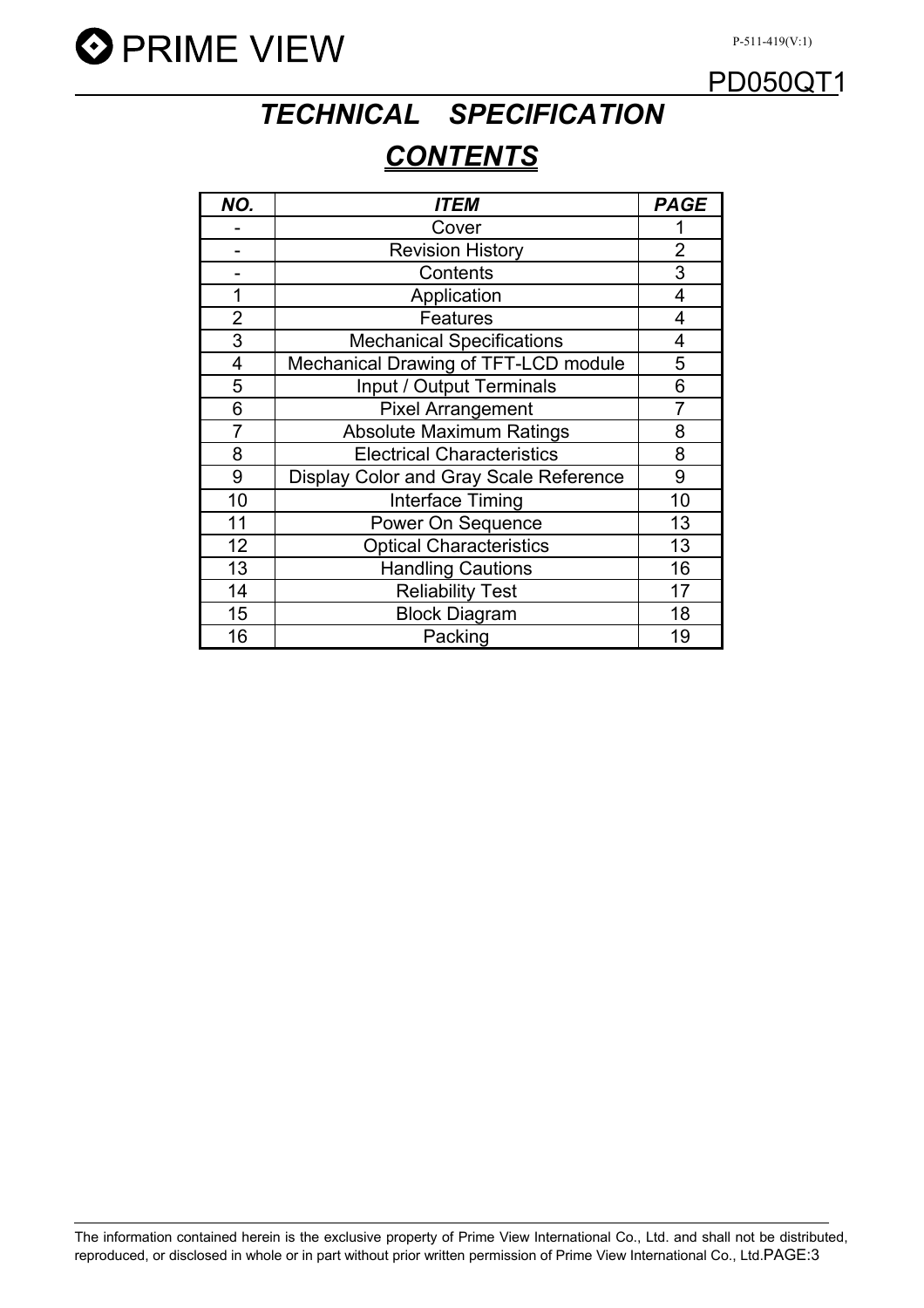# *TECHNICAL SPECIFICATION*

## ***CONTENTS***

| ***NO.*** | ***ITEM*** | ***PAGE*** |
|---|---|---|
| - | Cover | 1 |
| - | Revision History | 2 |
| - | Contents | 3 |
| 1 | Application | 4 |
| 2 | Features | 4 |
| 3 | Mechanical Specifications | 4 |
| 4 | Mechanical Drawing of TFT-LCD module | 5 |
| 5 | Input / Output Terminals | 6 |
| 6 | Pixel Arrangement | 7 |
| 7 | Absolute Maximum Ratings | 8 |
| 8 | Electrical Characteristics | 8 |
| 9 | Display Color and Gray Scale Reference | 9 |
| 10 | Interface Timing | 10 |
| 11 | Power On Sequence | 13 |
| 12 | Optical Characteristics | 13 |
| 13 | Handling Cautions | 16 |
| 14 | Reliability Test | 17 |
| 15 | Block Diagram | 18 |
| 16 | Packing | 19 |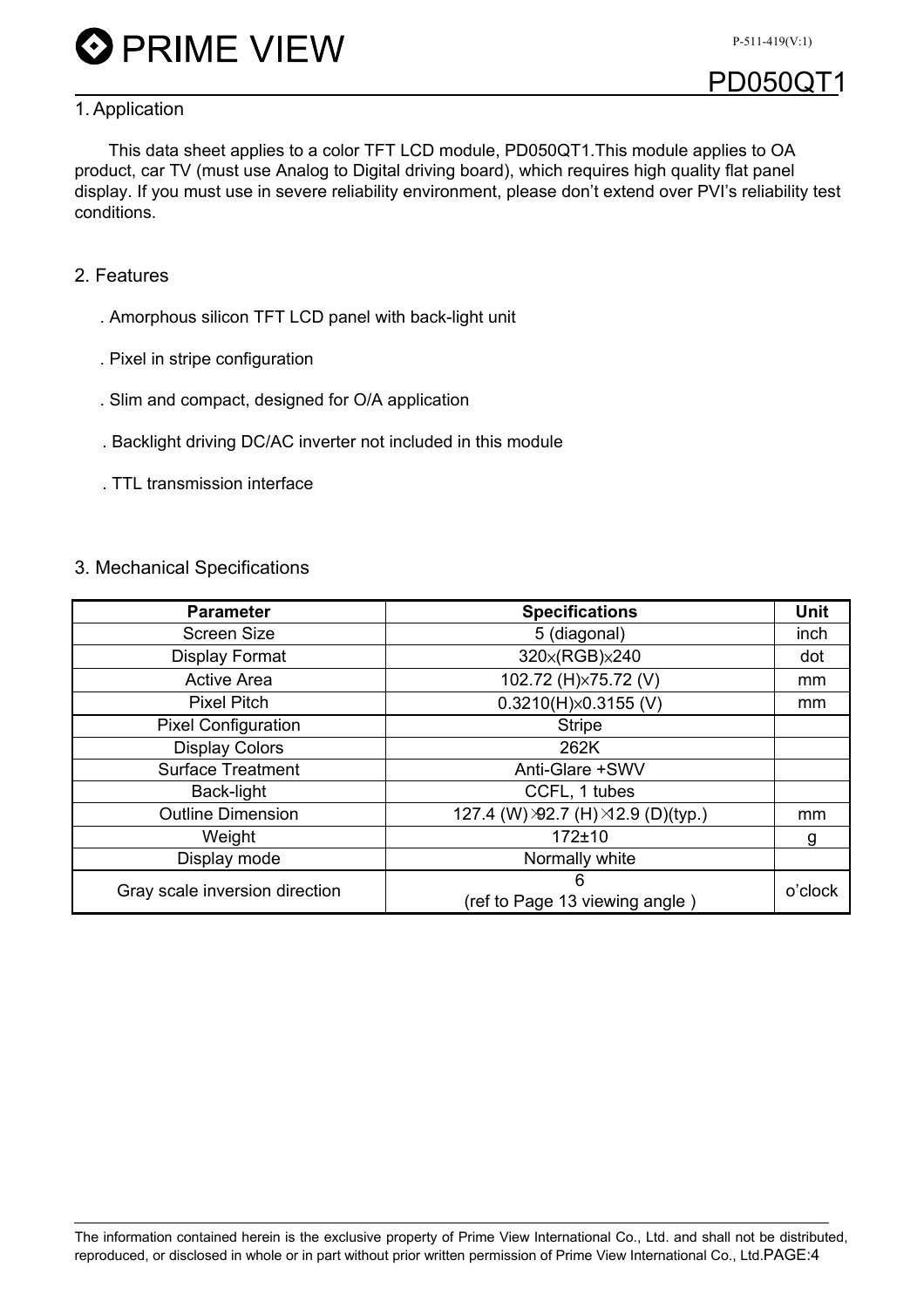## 1. Application

This data sheet applies to a color TFT LCD module, PD050QT1.This module applies to OA product, car TV (must use Analog to Digital driving board), which requires high quality flat panel display. If you must use in severe reliability environment, please don't extend over PVI's reliability test conditions.

## 2. Features

. Amorphous silicon TFT LCD panel with back-light unit

. Pixel in stripe configuration

. Slim and compact, designed for O/A application

. Backlight driving DC/AC inverter not included in this module

. TTL transmission interface

## 3. Mechanical Specifications

| Parameter | Specifications | Unit |
|---|---|---|
| Screen Size | 5 (diagonal) | inch |
| Display Format | 320×(RGB)×240 | dot |
| Active Area | 102.72 (H)×75.72 (V) | mm |
| Pixel Pitch | 0.3210(H)×0.3155 (V) | mm |
| Pixel Configuration | Stripe | |
| Display Colors | 262K | |
| Surface Treatment | Anti-Glare +SWV | |
| Back-light | CCFL, 1 tubes | |
| Outline Dimension | 127.4 (W)×92.7 (H)×12.9 (D)(typ.) | mm |
| Weight | 172±10 | g |
| Display mode | Normally white | |
| Gray scale inversion direction | 6<br>(ref to Page 13 viewing angle ) | o'clock |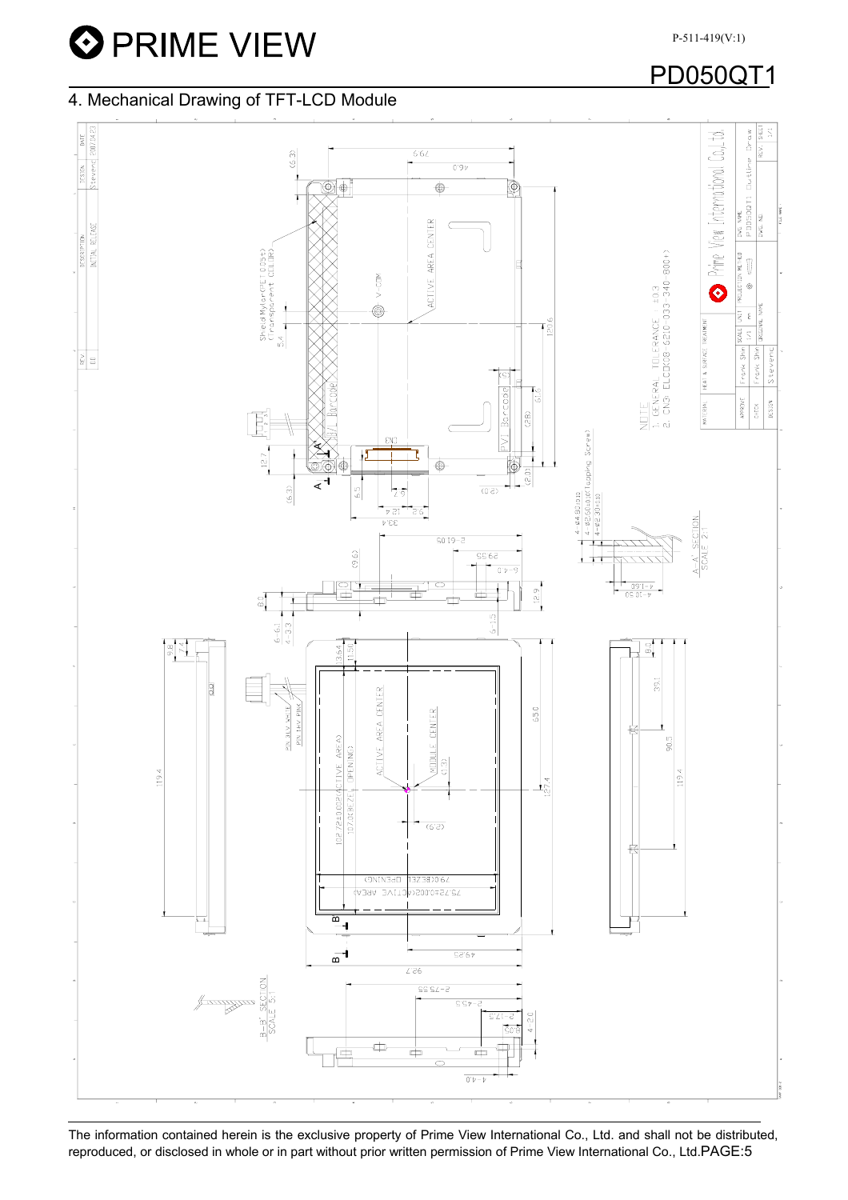# 4. Mechanical Drawing of TFT-LCD Module

NOTE
1. GENERAL TOLERANCE : ±0.3
2. CN3: ELCO(08-6210-033-340-800+)

The information contained herein is the exclusive property of Prime View International Co., Ltd. and shall not be distributed, reproduced, or disclosed in whole or in part without prior written permission of Prime View International Co., Ltd.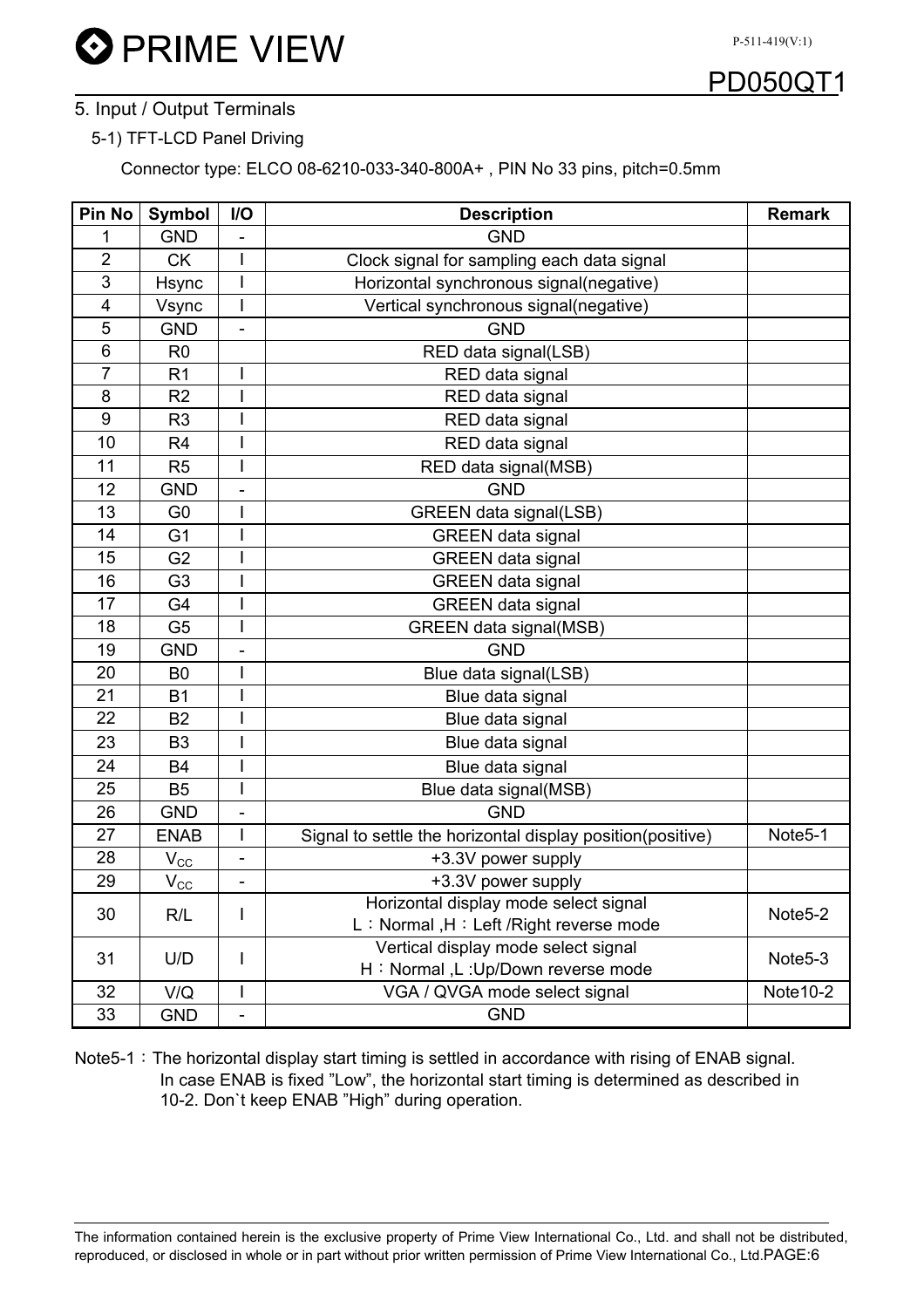## 5. Input / Output Terminals

### 5-1) TFT-LCD Panel Driving

Connector type: ELCO 08-6210-033-340-800A+ , PIN No 33 pins, pitch=0.5mm

| Pin No | Symbol | I/O | Description | Remark |
|---|---|---|---|---|
| 1 | GND | - | GND | |
| 2 | CK | I | Clock signal for sampling each data signal | |
| 3 | Hsync | I | Horizontal synchronous signal(negative) | |
| 4 | Vsync | I | Vertical synchronous signal(negative) | |
| 5 | GND | - | GND | |
| 6 | R0 | | RED data signal(LSB) | |
| 7 | R1 | I | RED data signal | |
| 8 | R2 | I | RED data signal | |
| 9 | R3 | I | RED data signal | |
| 10 | R4 | I | RED data signal | |
| 11 | R5 | I | RED data signal(MSB) | |
| 12 | GND | - | GND | |
| 13 | G0 | I | GREEN data signal(LSB) | |
| 14 | G1 | I | GREEN data signal | |
| 15 | G2 | I | GREEN data signal | |
| 16 | G3 | I | GREEN data signal | |
| 17 | G4 | I | GREEN data signal | |
| 18 | G5 | I | GREEN data signal(MSB) | |
| 19 | GND | - | GND | |
| 20 | B0 | I | Blue data signal(LSB) | |
| 21 | B1 | I | Blue data signal | |
| 22 | B2 | I | Blue data signal | |
| 23 | B3 | I | Blue data signal | |
| 24 | B4 | I | Blue data signal | |
| 25 | B5 | I | Blue data signal(MSB) | |
| 26 | GND | - | GND | |
| 27 | ENAB | I | Signal to settle the horizontal display position(positive) | Note5-1 |
| 28 | $V_{CC}$ | - | +3.3V power supply | |
| 29 | $V_{CC}$ | - | +3.3V power supply | |
| 30 | R/L | I | Horizontal display mode select signal<br>L：Normal ,H：Left /Right reverse mode | Note5-2 |
| 31 | U/D | I | Vertical display mode select signal<br>H：Normal ,L :Up/Down reverse mode | Note5-3 |
| 32 | V/Q | I | VGA / QVGA mode select signal | Note10-2 |
| 33 | GND | - | GND | |

Note5-1：The horizontal display start timing is settled in accordance with rising of ENAB signal. In case ENAB is fixed "Low", the horizontal start timing is determined as described in 10-2. Don`t keep ENAB "High" during operation.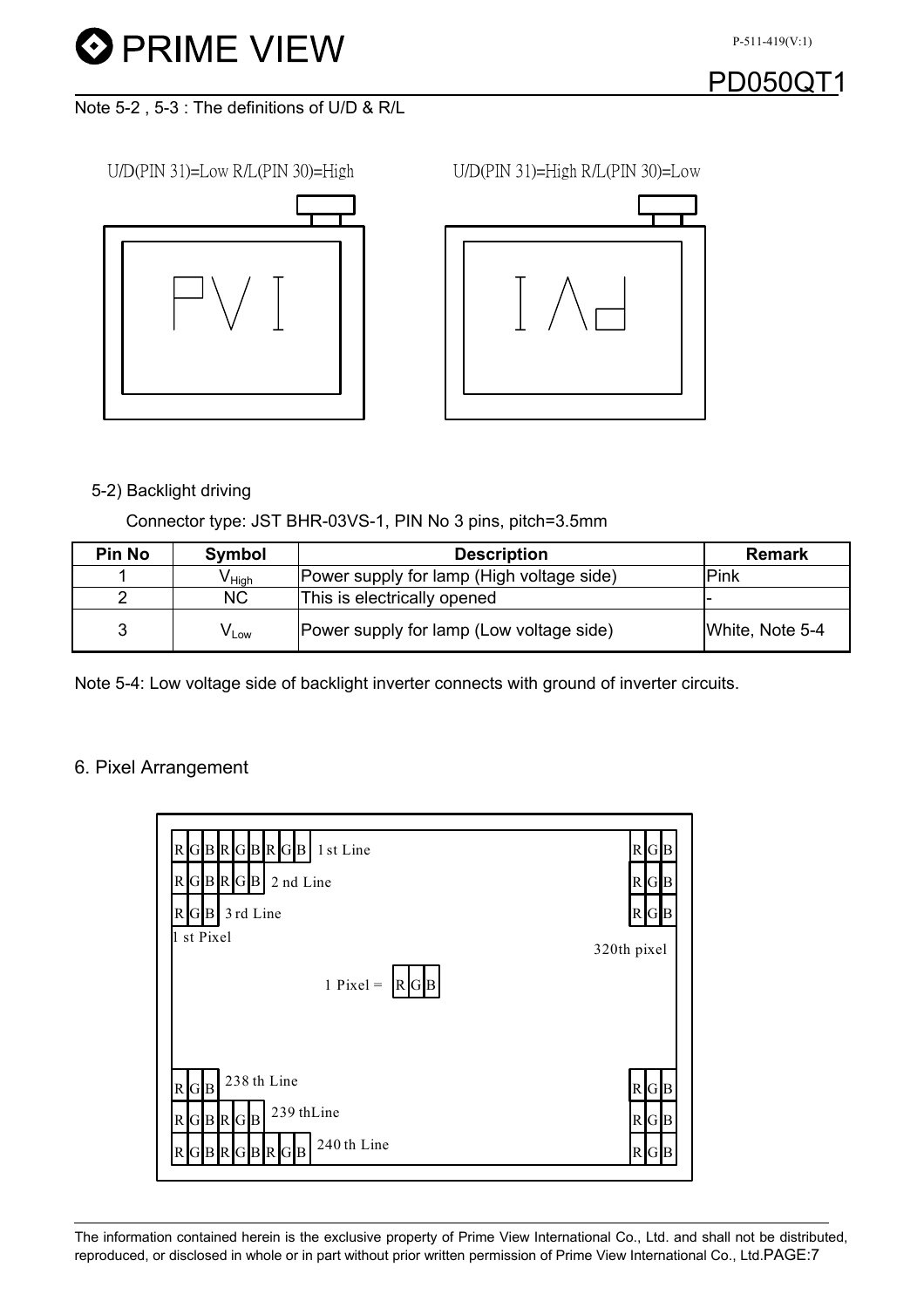Note 5-2 , 5-3 : The definitions of U/D & R/L

U/D(PIN 31)=Low R/L(PIN 30)=High

U/D(PIN 31)=High R/L(PIN 30)=Low

5-2) Backlight driving

Connector type: JST BHR-03VS-1, PIN No 3 pins, pitch=3.5mm

| Pin No | Symbol | Description | Remark |
|---|---|---|---|
| 1 | $V_{High}$ | Power supply for lamp (High voltage side) | Pink |
| 2 | NC | This is electrically opened | - |
| 3 | $V_{Low}$ | Power supply for lamp (Low voltage side) | White, Note 5-4 |

Note 5-4: Low voltage side of backlight inverter connects with ground of inverter circuits.

## 6. Pixel Arrangement

1 st Line, 2 nd Line, 3 rd Line, 1 st Pixel, 320th pixel, 238 th Line, 239 thLine, 240 th Line

1 Pixel = R G B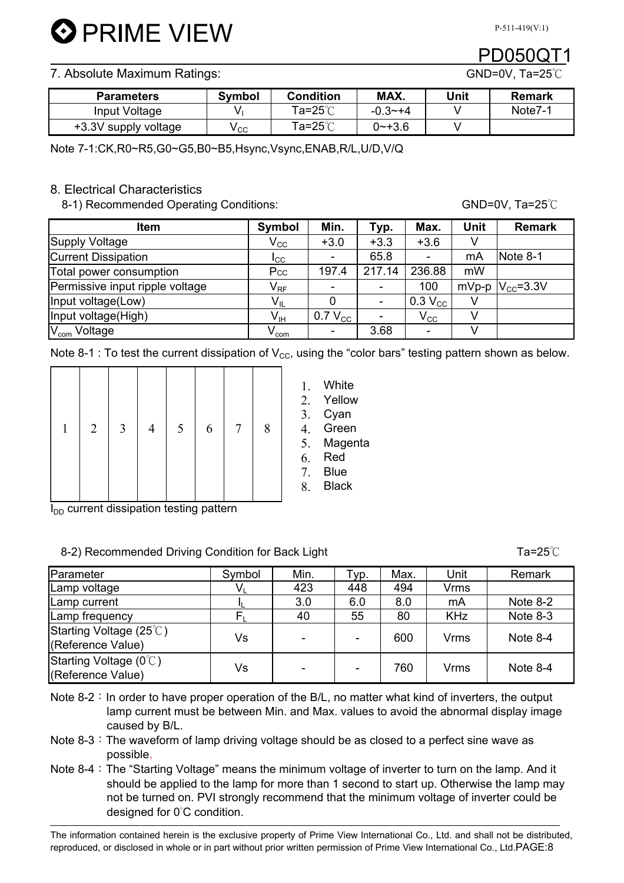## 7. Absolute Maximum Ratings:

GND=0V, Ta=25℃

| Parameters | Symbol | Condition | MAX. | Unit | Remark |
|---|---|---|---|---|---|
| Input Voltage | $V_I$ | Ta=25℃ | -0.3~+4 | V | Note7-1 |
| +3.3V supply voltage | $V_{CC}$ | Ta=25℃ | 0~+3.6 | V | |

Note 7-1:CK,R0~R5,G0~G5,B0~B5,Hsync,Vsync,ENAB,R/L,U/D,V/Q

## 8. Electrical Characteristics

### 8-1) Recommended Operating Conditions:

GND=0V, Ta=25℃

| Item | Symbol | Min. | Typ. | Max. | Unit | Remark |
|---|---|---|---|---|---|---|
| Supply Voltage | $V_{CC}$ | +3.0 | +3.3 | +3.6 | V | |
| Current Dissipation | $I_{CC}$ | - | 65.8 | - | mA | Note 8-1 |
| Total power consumption | $P_{CC}$ | 197.4 | 217.14 | 236.88 | mW | |
| Permissive input ripple voltage | $V_{RF}$ | - | - | 100 | mVp-p | $V_{CC}$=3.3V |
| Input voltage(Low) | $V_{IL}$ | 0 | - | 0.3 $V_{CC}$ | V | |
| Input voltage(High) | $V_{IH}$ | 0.7 $V_{CC}$ | - | $V_{CC}$ | V | |
| $V_{com}$ Voltage | $V_{com}$ | - | 3.68 | - | V | |

Note 8-1 : To test the current dissipation of $V_{CC}$, using the "color bars" testing pattern shown as below.

| 1 | 2 | 3 | 4 | 5 | 6 | 7 | 8 |
|---|---|---|---|---|---|---|---|

1. White
2. Yellow
3. Cyan
4. Green
5. Magenta
6. Red
7. Blue
8. Black

$I_{DD}$ current dissipation testing pattern

### 8-2) Recommended Driving Condition for Back Light

Ta=25℃

| Parameter | Symbol | Min. | Typ. | Max. | Unit | Remark |
|---|---|---|---|---|---|---|
| Lamp voltage | $V_L$ | 423 | 448 | 494 | Vrms | |
| Lamp current | $I_L$ | 3.0 | 6.0 | 8.0 | mA | Note 8-2 |
| Lamp frequency | $F_L$ | 40 | 55 | 80 | KHz | Note 8-3 |
| Starting Voltage (25℃) (Reference Value) | Vs | - | - | 600 | Vrms | Note 8-4 |
| Starting Voltage (0℃) (Reference Value) | Vs | - | - | 760 | Vrms | Note 8-4 |

Note 8-2：In order to have proper operation of the B/L, no matter what kind of inverters, the output lamp current must be between Min. and Max. values to avoid the abnormal display image caused by B/L.

Note 8-3：The waveform of lamp driving voltage should be as closed to a perfect sine wave as possible.

Note 8-4：The "Starting Voltage" means the minimum voltage of inverter to turn on the lamp. And it should be applied to the lamp for more than 1 second to start up. Otherwise the lamp may not be turned on. PVI strongly recommend that the minimum voltage of inverter could be designed for 0°C condition.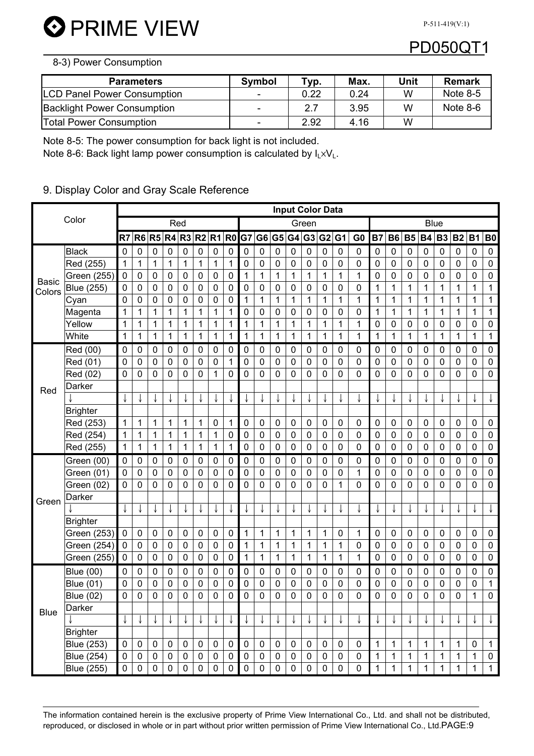8-3) Power Consumption

| Parameters | Symbol | Typ. | Max. | Unit | Remark |
|---|---|---|---|---|---|
| LCD Panel Power Consumption | - | 0.22 | 0.24 | W | Note 8-5 |
| Backlight Power Consumption | - | 2.7 | 3.95 | W | Note 8-6 |
| Total Power Consumption | - | 2.92 | 4.16 | W | |

Note 8-5: The power consumption for back light is not included.

Note 8-6: Back light lamp power consumption is calculated by $I_L \times V_L$.

## 9. Display Color and Gray Scale Reference

| Color | | Input Color Data | | | | | | | | | | | | | | | | | | | | | | | |
|---|---|---|---|---|---|---|---|---|---|---|---|---|---|---|---|---|---|---|---|---|---|---|---|---|---|
| | | Red | | | | | | | | Green | | | | | | | | Blue | | | | | | | |
| | | R7 | R6 | R5 | R4 | R3 | R2 | R1 | R0 | G7 | G6 | G5 | G4 | G3 | G2 | G1 | G0 | B7 | B6 | B5 | B4 | B3 | B2 | B1 | B0 |
| Basic Colors | Black | 0 | 0 | 0 | 0 | 0 | 0 | 0 | 0 | 0 | 0 | 0 | 0 | 0 | 0 | 0 | 0 | 0 | 0 | 0 | 0 | 0 | 0 | 0 | 0 |
| | Red (255) | 1 | 1 | 1 | 1 | 1 | 1 | 1 | 1 | 0 | 0 | 0 | 0 | 0 | 0 | 0 | 0 | 0 | 0 | 0 | 0 | 0 | 0 | 0 | 0 |
| | Green (255) | 0 | 0 | 0 | 0 | 0 | 0 | 0 | 0 | 1 | 1 | 1 | 1 | 1 | 1 | 1 | 1 | 0 | 0 | 0 | 0 | 0 | 0 | 0 | 0 |
| | Blue (255) | 0 | 0 | 0 | 0 | 0 | 0 | 0 | 0 | 0 | 0 | 0 | 0 | 0 | 0 | 0 | 0 | 1 | 1 | 1 | 1 | 1 | 1 | 1 | 1 |
| | Cyan | 0 | 0 | 0 | 0 | 0 | 0 | 0 | 0 | 1 | 1 | 1 | 1 | 1 | 1 | 1 | 1 | 1 | 1 | 1 | 1 | 1 | 1 | 1 | 1 |
| | Magenta | 1 | 1 | 1 | 1 | 1 | 1 | 1 | 1 | 0 | 0 | 0 | 0 | 0 | 0 | 0 | 0 | 1 | 1 | 1 | 1 | 1 | 1 | 1 | 1 |
| | Yellow | 1 | 1 | 1 | 1 | 1 | 1 | 1 | 1 | 1 | 1 | 1 | 1 | 1 | 1 | 1 | 1 | 0 | 0 | 0 | 0 | 0 | 0 | 0 | 0 |
| | White | 1 | 1 | 1 | 1 | 1 | 1 | 1 | 1 | 1 | 1 | 1 | 1 | 1 | 1 | 1 | 1 | 1 | 1 | 1 | 1 | 1 | 1 | 1 | 1 |
| Red | Red (00) | 0 | 0 | 0 | 0 | 0 | 0 | 0 | 0 | 0 | 0 | 0 | 0 | 0 | 0 | 0 | 0 | 0 | 0 | 0 | 0 | 0 | 0 | 0 | 0 |
| | Red (01) | 0 | 0 | 0 | 0 | 0 | 0 | 0 | 1 | 0 | 0 | 0 | 0 | 0 | 0 | 0 | 0 | 0 | 0 | 0 | 0 | 0 | 0 | 0 | 0 |
| | Red (02) | 0 | 0 | 0 | 0 | 0 | 0 | 1 | 0 | 0 | 0 | 0 | 0 | 0 | 0 | 0 | 0 | 0 | 0 | 0 | 0 | 0 | 0 | 0 | 0 |
| | Darker | | | | | | | | | | | | | | | | | | | | | | | | |
| | ↓ | ↓ | ↓ | ↓ | ↓ | ↓ | ↓ | ↓ | ↓ | ↓ | ↓ | ↓ | ↓ | ↓ | ↓ | ↓ | ↓ | ↓ | ↓ | ↓ | ↓ | ↓ | ↓ | ↓ | ↓ |
| | Brighter | | | | | | | | | | | | | | | | | | | | | | | | |
| | Red (253) | 1 | 1 | 1 | 1 | 1 | 1 | 0 | 1 | 0 | 0 | 0 | 0 | 0 | 0 | 0 | 0 | 0 | 0 | 0 | 0 | 0 | 0 | 0 | 0 |
| | Red (254) | 1 | 1 | 1 | 1 | 1 | 1 | 1 | 0 | 0 | 0 | 0 | 0 | 0 | 0 | 0 | 0 | 0 | 0 | 0 | 0 | 0 | 0 | 0 | 0 |
| | Red (255) | 1 | 1 | 1 | 1 | 1 | 1 | 1 | 1 | 0 | 0 | 0 | 0 | 0 | 0 | 0 | 0 | 0 | 0 | 0 | 0 | 0 | 0 | 0 | 0 |
| Green | Green (00) | 0 | 0 | 0 | 0 | 0 | 0 | 0 | 0 | 0 | 0 | 0 | 0 | 0 | 0 | 0 | 0 | 0 | 0 | 0 | 0 | 0 | 0 | 0 | 0 |
| | Green (01) | 0 | 0 | 0 | 0 | 0 | 0 | 0 | 0 | 0 | 0 | 0 | 0 | 0 | 0 | 0 | 1 | 0 | 0 | 0 | 0 | 0 | 0 | 0 | 0 |
| | Green (02) | 0 | 0 | 0 | 0 | 0 | 0 | 0 | 0 | 0 | 0 | 0 | 0 | 0 | 0 | 1 | 0 | 0 | 0 | 0 | 0 | 0 | 0 | 0 | 0 |
| | Darker | | | | | | | | | | | | | | | | | | | | | | | | |
| | ↓ | ↓ | ↓ | ↓ | ↓ | ↓ | ↓ | ↓ | ↓ | ↓ | ↓ | ↓ | ↓ | ↓ | ↓ | ↓ | ↓ | ↓ | ↓ | ↓ | ↓ | ↓ | ↓ | ↓ | ↓ |
| | Brighter | | | | | | | | | | | | | | | | | | | | | | | | |
| | Green (253) | 0 | 0 | 0 | 0 | 0 | 0 | 0 | 0 | 1 | 1 | 1 | 1 | 1 | 1 | 0 | 1 | 0 | 0 | 0 | 0 | 0 | 0 | 0 | 0 |
| | Green (254) | 0 | 0 | 0 | 0 | 0 | 0 | 0 | 0 | 1 | 1 | 1 | 1 | 1 | 1 | 1 | 0 | 0 | 0 | 0 | 0 | 0 | 0 | 0 | 0 |
| | Green (255) | 0 | 0 | 0 | 0 | 0 | 0 | 0 | 0 | 1 | 1 | 1 | 1 | 1 | 1 | 1 | 1 | 0 | 0 | 0 | 0 | 0 | 0 | 0 | 0 |
| Blue | Blue (00) | 0 | 0 | 0 | 0 | 0 | 0 | 0 | 0 | 0 | 0 | 0 | 0 | 0 | 0 | 0 | 0 | 0 | 0 | 0 | 0 | 0 | 0 | 0 | 0 |
| | Blue (01) | 0 | 0 | 0 | 0 | 0 | 0 | 0 | 0 | 0 | 0 | 0 | 0 | 0 | 0 | 0 | 0 | 0 | 0 | 0 | 0 | 0 | 0 | 0 | 1 |
| | Blue (02) | 0 | 0 | 0 | 0 | 0 | 0 | 0 | 0 | 0 | 0 | 0 | 0 | 0 | 0 | 0 | 0 | 0 | 0 | 0 | 0 | 0 | 0 | 1 | 0 |
| | Darker | | | | | | | | | | | | | | | | | | | | | | | | |
| | ↓ | ↓ | ↓ | ↓ | ↓ | ↓ | ↓ | ↓ | ↓ | ↓ | ↓ | ↓ | ↓ | ↓ | ↓ | ↓ | ↓ | ↓ | ↓ | ↓ | ↓ | ↓ | ↓ | ↓ | ↓ |
| | Brighter | | | | | | | | | | | | | | | | | | | | | | | | |
| | Blue (253) | 0 | 0 | 0 | 0 | 0 | 0 | 0 | 0 | 0 | 0 | 0 | 0 | 0 | 0 | 0 | 0 | 1 | 1 | 1 | 1 | 1 | 1 | 0 | 1 |
| | Blue (254) | 0 | 0 | 0 | 0 | 0 | 0 | 0 | 0 | 0 | 0 | 0 | 0 | 0 | 0 | 0 | 0 | 1 | 1 | 1 | 1 | 1 | 1 | 1 | 0 |
| | Blue (255) | 0 | 0 | 0 | 0 | 0 | 0 | 0 | 0 | 0 | 0 | 0 | 0 | 0 | 0 | 0 | 0 | 1 | 1 | 1 | 1 | 1 | 1 | 1 | 1 |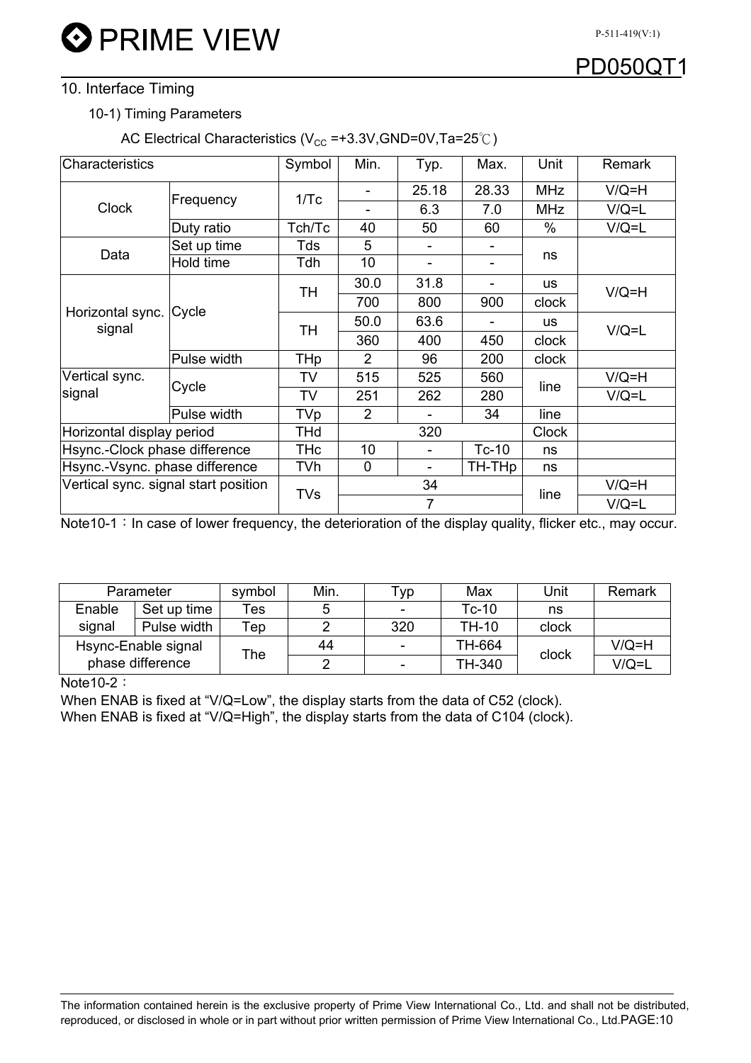## 10. Interface Timing

### 10-1) Timing Parameters

AC Electrical Characteristics ($V_{CC}$ =+3.3V,GND=0V,Ta=25℃)

| Characteristics | | Symbol | Min. | Typ. | Max. | Unit | Remark |
|---|---|---|---|---|---|---|---|
| Clock | Frequency | 1/Tc | - | 25.18 | 28.33 | MHz | V/Q=H |
| | | | - | 6.3 | 7.0 | MHz | V/Q=L |
| | Duty ratio | Tch/Tc | 40 | 50 | 60 | % | V/Q=L |
| Data | Set up time | Tds | 5 | - | - | ns | |
| | Hold time | Tdh | 10 | - | - | | |
| Horizontal sync. signal | Cycle | TH | 30.0 | 31.8 | - | us | V/Q=H |
| | | | 700 | 800 | 900 | clock | |
| | | TH | 50.0 | 63.6 | - | us | V/Q=L |
| | | | 360 | 400 | 450 | clock | |
| | Pulse width | THp | 2 | 96 | 200 | clock | |
| Vertical sync. signal | Cycle | TV | 515 | 525 | 560 | line | V/Q=H |
| | | TV | 251 | 262 | 280 | | V/Q=L |
| | Pulse width | TVp | 2 | - | 34 | line | |
| Horizontal display period | | THd | | 320 | | Clock | |
| Hsync.-Clock phase difference | | THc | 10 | - | Tc-10 | ns | |
| Hsync.-Vsync. phase difference | | TVh | 0 | - | TH-THp | ns | |
| Vertical sync. signal start position | | TVs | | 34 | | line | V/Q=H |
| | | | | 7 | | | V/Q=L |

Note10-1：In case of lower frequency, the deterioration of the display quality, flicker etc., may occur.

| Parameter | | symbol | Min. | Typ | Max | Unit | Remark |
|---|---|---|---|---|---|---|---|
| Enable signal | Set up time | Tes | 5 | - | Tc-10 | ns | |
| | Pulse width | Tep | 2 | 320 | TH-10 | clock | |
| Hsync-Enable signal phase difference | | The | 44 | - | TH-664 | clock | V/Q=H |
| | | | 2 | - | TH-340 | | V/Q=L |

Note10-2：

When ENAB is fixed at "V/Q=Low", the display starts from the data of C52 (clock).

When ENAB is fixed at "V/Q=High", the display starts from the data of C104 (clock).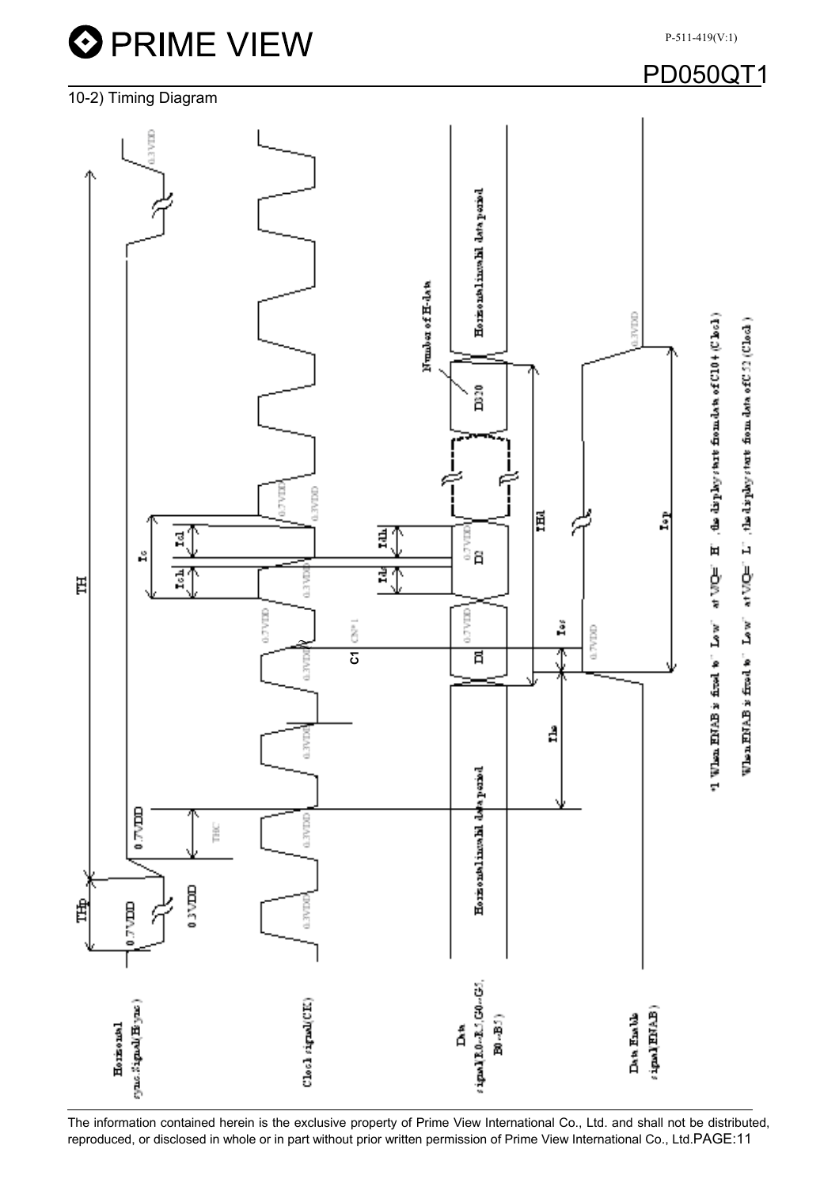## 10-2) Timing Diagram

Horizontal sync signal (Hsync)

Clock signal (CK)

Data signal R0~R5, G0~G5, B0~B5)

Data Enable signal (ENAB)

TH

THp

THC

0.7VDD

0.3VDD

Tc

Tch

Tcl

Tds

Tdh

THA

Tes

Ths

Tep

C1

CN*1

D1

D2

D320

Number of H-data

Horizontal invalid data period

*1 When ENAB is fixed to "Low" at V/Q= "H", the display start from data of C104 (Clock)

When ENAB is fixed to "Low" at V/Q= "L", the display start from data of C52 (Clock)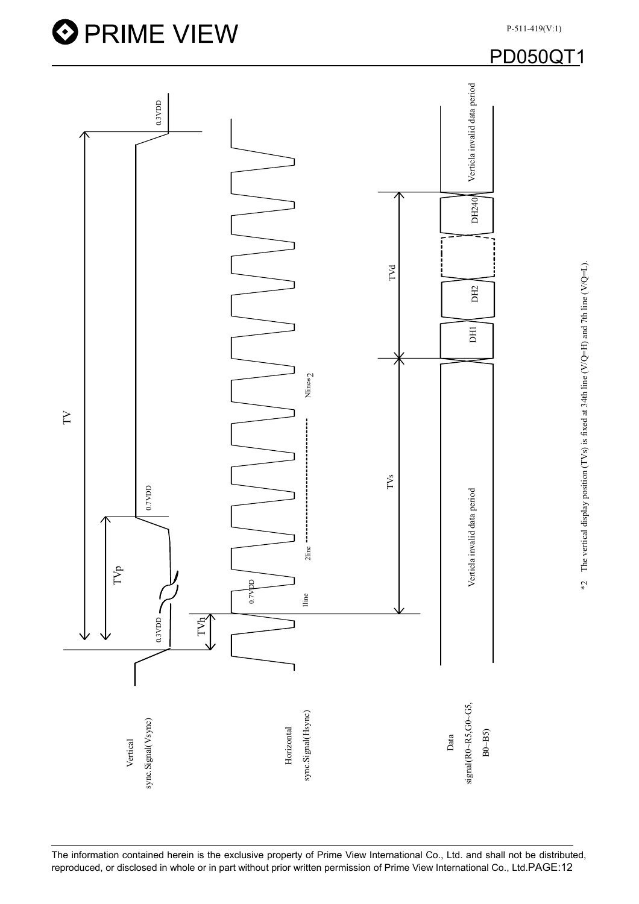TV

TVp

TVh

0.3VDD

0.7VDD

0.3VDD

0.7VDD

Vertical sync.Signal(Vsync)

Horizontal sync.Signal(Hsync)

1line

2line

Nline*2

TVs

TVd

Data signal(R0~R5,G0~G5, B0~B5)

Verticla invalid data period

DH1

DH2

DH240

Verticla invalid data period

*2 The vertical display position (TVs) is fixed at 34th line (V/Q=H) and 7th line (V/Q=L).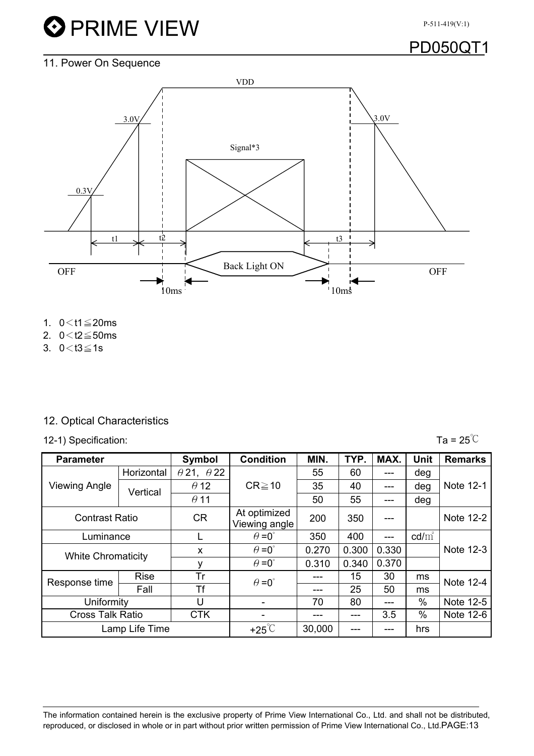## 11. Power On Sequence

1. 0＜t1≦20ms
2. 0＜t2≦50ms
3. 0＜t3≦1s

## 12. Optical Characteristics

12-1) Specification: Ta = 25℃

| Parameter | | Symbol | Condition | MIN. | TYP. | MAX. | Unit | Remarks |
|---|---|---|---|---|---|---|---|---|
| Viewing Angle | Horizontal | θ21, θ22 | CR≧10 | 55 | 60 | --- | deg | Note 12-1 |
| | Vertical | θ12 | | 35 | 40 | --- | deg | |
| | | θ11 | | 50 | 55 | --- | deg | |
| Contrast Ratio | | CR | At optimized Viewing angle | 200 | 350 | --- | | Note 12-2 |
| Luminance | | L | θ=0° | 350 | 400 | --- | cd/㎡ | Note 12-3 |
| White Chromaticity | | x | θ=0° | 0.270 | 0.300 | 0.330 | | |
| | | y | θ=0° | 0.310 | 0.340 | 0.370 | | |
| Response time | Rise | Tr | θ=0° | --- | 15 | 30 | ms | Note 12-4 |
| | Fall | Tf | | --- | 25 | 50 | ms | |
| Uniformity | | U | - | 70 | 80 | --- | % | Note 12-5 |
| Cross Talk Ratio | | CTK | - | --- | --- | 3.5 | % | Note 12-6 |
| Lamp Life Time | | | +25℃ | 30,000 | --- | --- | hrs | |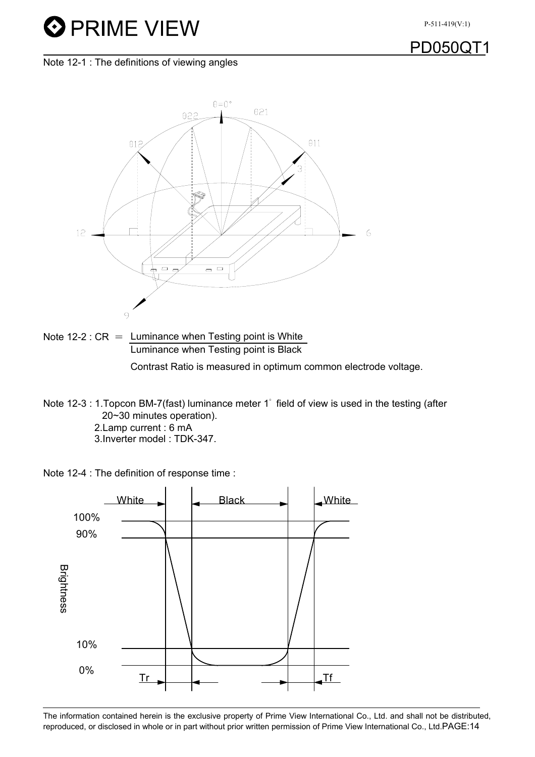Note 12-1 : The definitions of viewing angles

Note 12-2 : CR = $\frac{\text{Luminance when Testing point is White}}{\text{Luminance when Testing point is Black}}$

Contrast Ratio is measured in optimum common electrode voltage.

Note 12-3 : 1.Topcon BM-7(fast) luminance meter 1° field of view is used in the testing (after 20~30 minutes operation).
2.Lamp current : 6 mA
3.Inverter model : TDK-347.

Note 12-4 : The definition of response time :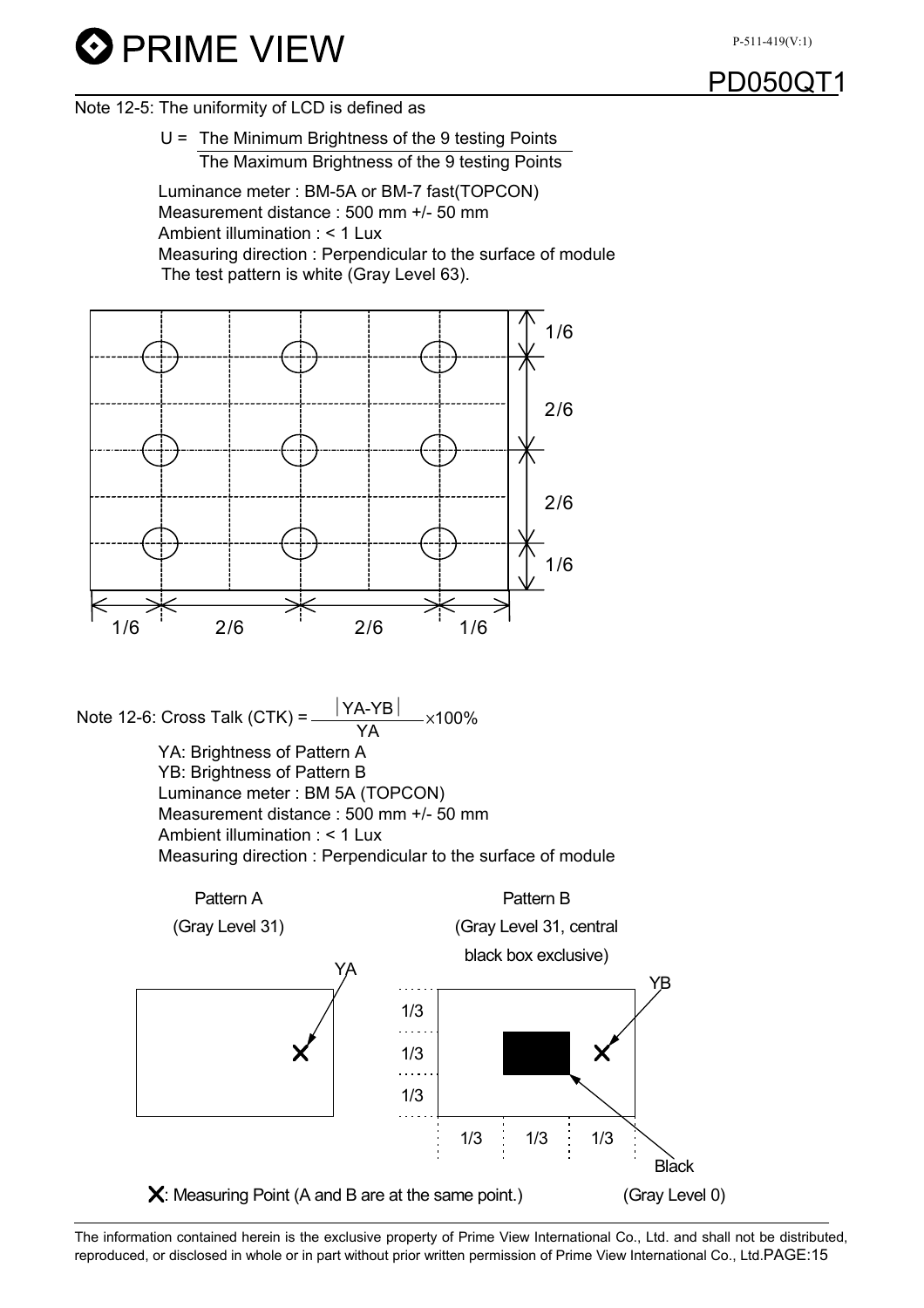Note 12-5: The uniformity of LCD is defined as

$$U = \frac{\text{The Minimum Brightness of the 9 testing Points}}{\text{The Maximum Brightness of the 9 testing Points}}$$

Luminance meter : BM-5A or BM-7 fast(TOPCON)
Measurement distance : 500 mm +/- 50 mm
Ambient illumination : < 1 Lux
Measuring direction : Perpendicular to the surface of module
The test pattern is white (Gray Level 63).

1/6 2/6 2/6 1/6

Note 12-6: Cross Talk (CTK) = $\frac{|YA-YB|}{YA} \times 100\%$

YA: Brightness of Pattern A
YB: Brightness of Pattern B
Luminance meter : BM 5A (TOPCON)
Measurement distance : 500 mm +/- 50 mm
Ambient illumination : < 1 Lux
Measuring direction : Perpendicular to the surface of module

Pattern A (Gray Level 31)

Pattern B (Gray Level 31, central black box exclusive)

Black (Gray Level 0)

X: Measuring Point (A and B are at the same point.)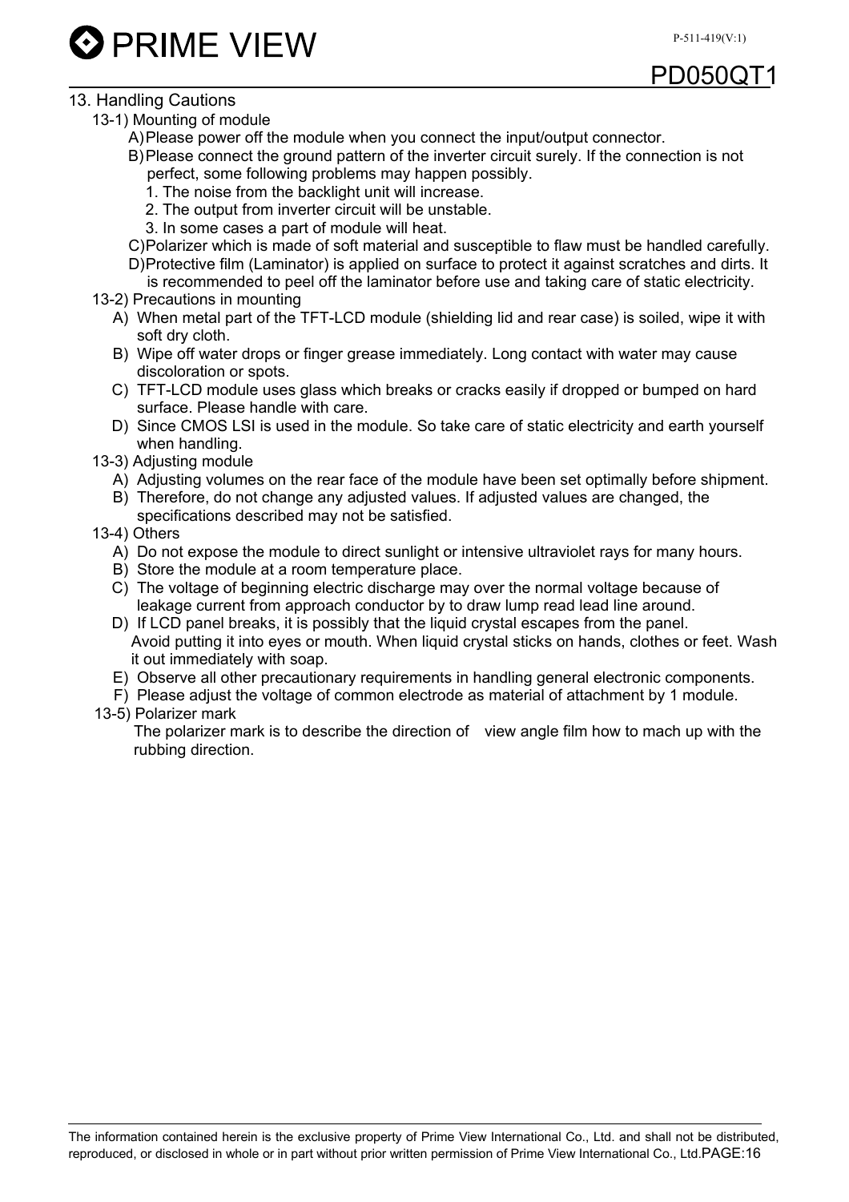## 13. Handling Cautions

### 13-1) Mounting of module

A) Please power off the module when you connect the input/output connector.

B) Please connect the ground pattern of the inverter circuit surely. If the connection is not perfect, some following problems may happen possibly.

1. The noise from the backlight unit will increase.
2. The output from inverter circuit will be unstable.
3. In some cases a part of module will heat.

C) Polarizer which is made of soft material and susceptible to flaw must be handled carefully.

D) Protective film (Laminator) is applied on surface to protect it against scratches and dirts. It is recommended to peel off the laminator before use and taking care of static electricity.

### 13-2) Precautions in mounting

A) When metal part of the TFT-LCD module (shielding lid and rear case) is soiled, wipe it with soft dry cloth.

B) Wipe off water drops or finger grease immediately. Long contact with water may cause discoloration or spots.

C) TFT-LCD module uses glass which breaks or cracks easily if dropped or bumped on hard surface. Please handle with care.

D) Since CMOS LSI is used in the module. So take care of static electricity and earth yourself when handling.

### 13-3) Adjusting module

A) Adjusting volumes on the rear face of the module have been set optimally before shipment.

B) Therefore, do not change any adjusted values. If adjusted values are changed, the specifications described may not be satisfied.

### 13-4) Others

A) Do not expose the module to direct sunlight or intensive ultraviolet rays for many hours.

B) Store the module at a room temperature place.

C) The voltage of beginning electric discharge may over the normal voltage because of leakage current from approach conductor by to draw lump read lead line around.

D) If LCD panel breaks, it is possibly that the liquid crystal escapes from the panel. Avoid putting it into eyes or mouth. When liquid crystal sticks on hands, clothes or feet. Wash it out immediately with soap.

E) Observe all other precautionary requirements in handling general electronic components.

F) Please adjust the voltage of common electrode as material of attachment by 1 module.

### 13-5) Polarizer mark

The polarizer mark is to describe the direction of view angle film how to mach up with the rubbing direction.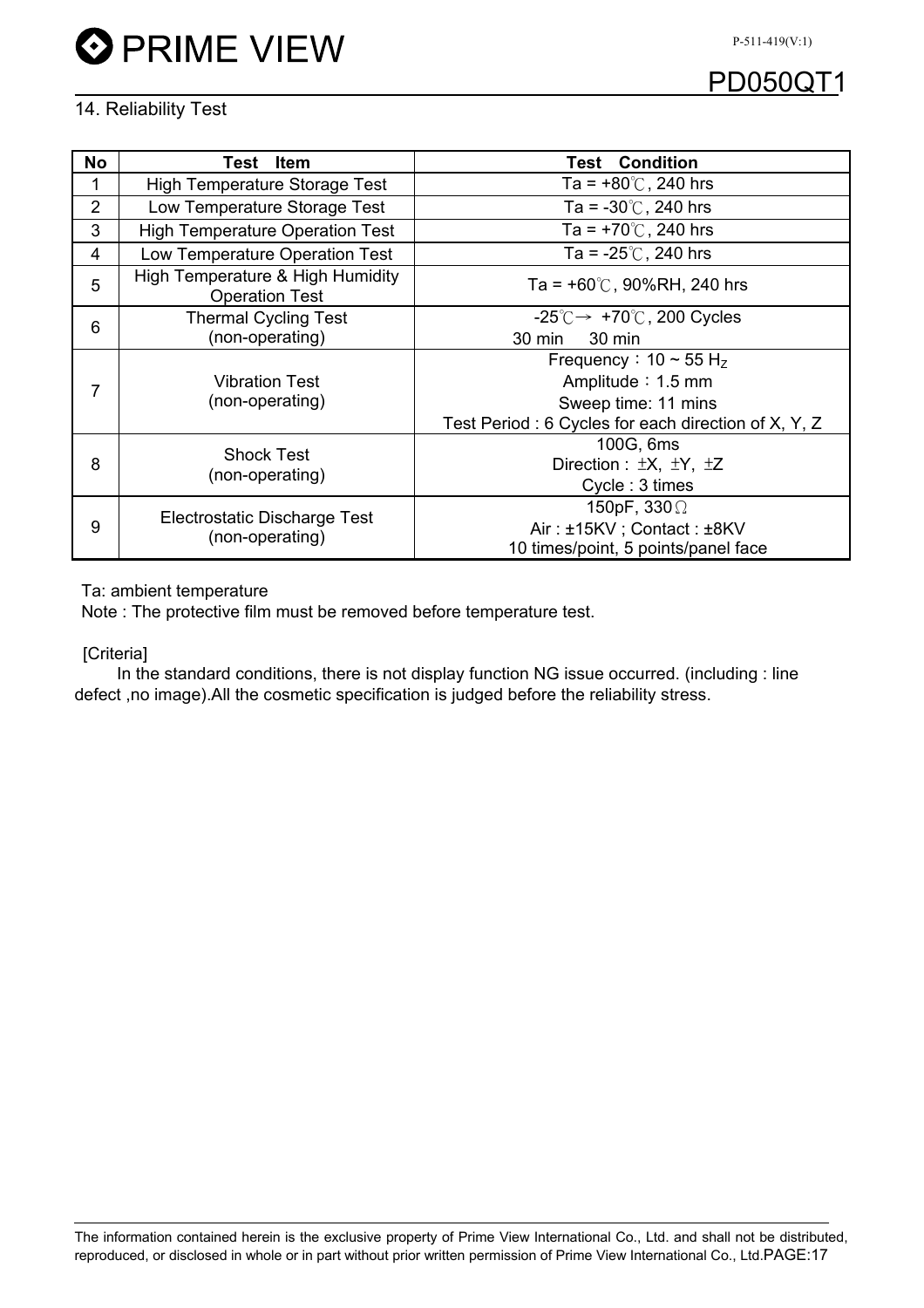## 14. Reliability Test

| No | Test Item | Test Condition |
|---|---|---|
| 1 | High Temperature Storage Test | Ta = +80℃, 240 hrs |
| 2 | Low Temperature Storage Test | Ta = -30℃, 240 hrs |
| 3 | High Temperature Operation Test | Ta = +70℃, 240 hrs |
| 4 | Low Temperature Operation Test | Ta = -25℃, 240 hrs |
| 5 | High Temperature & High Humidity Operation Test | Ta = +60℃, 90%RH, 240 hrs |
| 6 | Thermal Cycling Test (non-operating) | -25℃→ +70℃, 200 Cycles<br>30 min 30 min |
| 7 | Vibration Test (non-operating) | Frequency：10 ~ 55 $H_Z$<br>Amplitude：1.5 mm<br>Sweep time: 11 mins<br>Test Period : 6 Cycles for each direction of X, Y, Z |
| 8 | Shock Test (non-operating) | 100G, 6ms<br>Direction : ±X, ±Y, ±Z<br>Cycle : 3 times |
| 9 | Electrostatic Discharge Test (non-operating) | 150pF, 330Ω<br>Air : ±15KV ; Contact : ±8KV<br>10 times/point, 5 points/panel face |

Ta: ambient temperature

Note : The protective film must be removed before temperature test.

[Criteria]

In the standard conditions, there is not display function NG issue occurred. (including : line defect ,no image).All the cosmetic specification is judged before the reliability stress.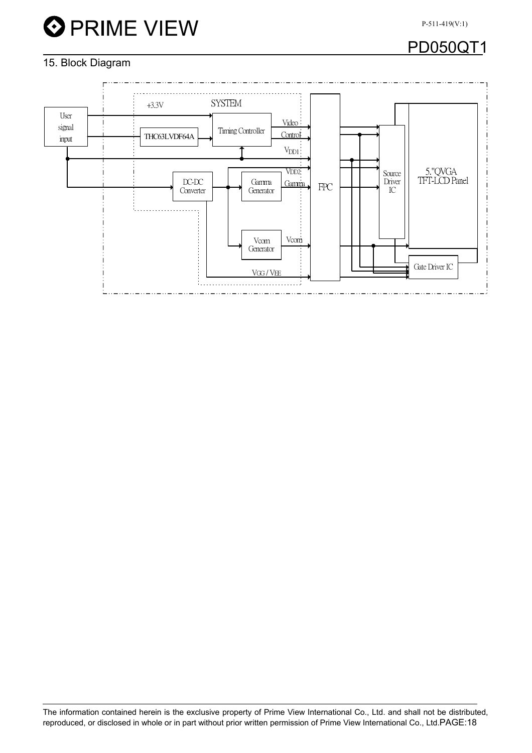## 15. Block Diagram

User signal input

SYSTEM

+3.3V

THC63LVDF64A

Timing Controller

Video

Control

$V_{DD1}$

$V_{DD2}$

DC-DC Converter

Gamma Generator

Gamma

Vcom Generator

Vcom

$V_{GG}$ / $V_{EE}$

FPC

Source Driver IC

5."QVGA TFT-LCD Panel

Gate Driver IC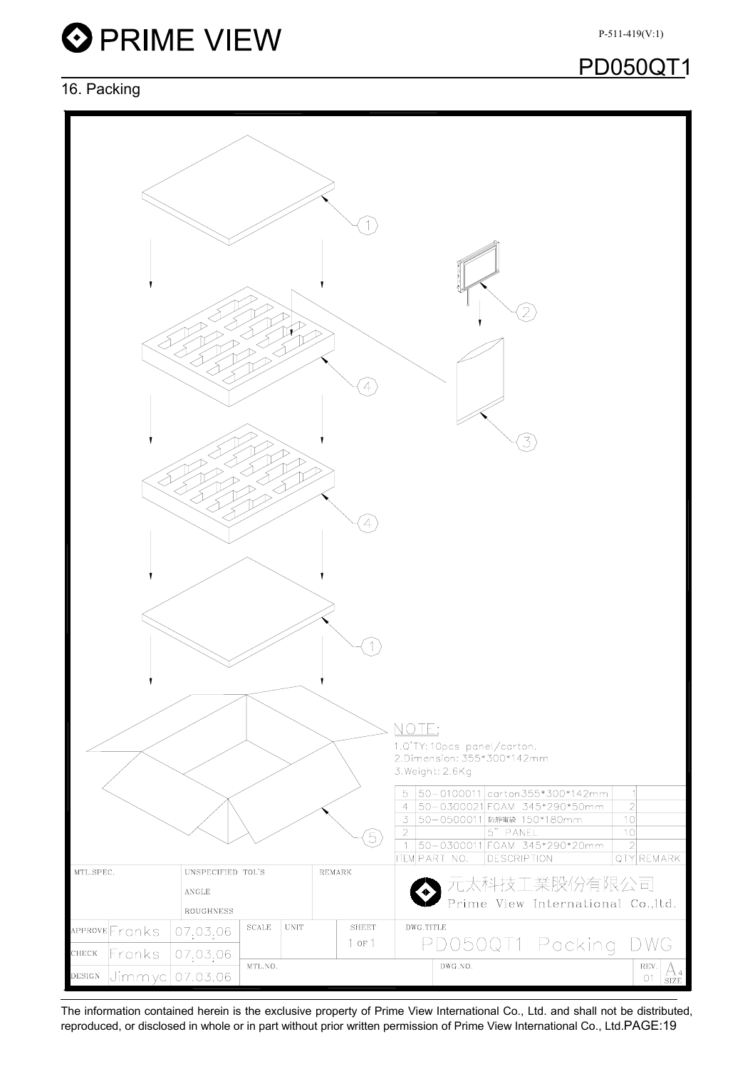## 16. Packing

1

2

4

3

4

1

5

NOTE:
1.Q'TY: 10pcs panel/carton.
2.Dimension: 355*300*142mm
3.Weight: 2.6Kg

| ITEM | PART NO. | DESCRIPTION | QTY | REMARK |
|---|---|---|---|---|
| 5 | 50-0100011 | carton355*300*142mm | 1 | |
| 4 | 50-0300021 | FOAM 345*290*50mm | 2 | |
| 3 | 50-0500011 | 防靜電袋 150*180mm | 10 | |
| 2 | | 5" PANEL | 10 | |
| 1 | 50-0300011 | FOAM 345*290*20mm | 2 | |

| | | | | | |
|---|---|---|---|---|---|
| MTL.SPEC. | | UNSPECIFIED TOL'S ANGLE ROUGHNESS | | REMARK | 元太科技工業股份有限公司 Prime View International Co.,ltd. |
| APPROVE | Franks | 07.03.06 | SCALE / UNIT | SHEET 1 OF 1 | DWG.TITLE PD050QT1 Packing DWG |
| CHECK | Franks | 07.03.06 | | | |
| DESIGN | Jimmyc | 07.03.06 | MTL.NO. | DWG.NO. | REV. 01 A4 SIZE |